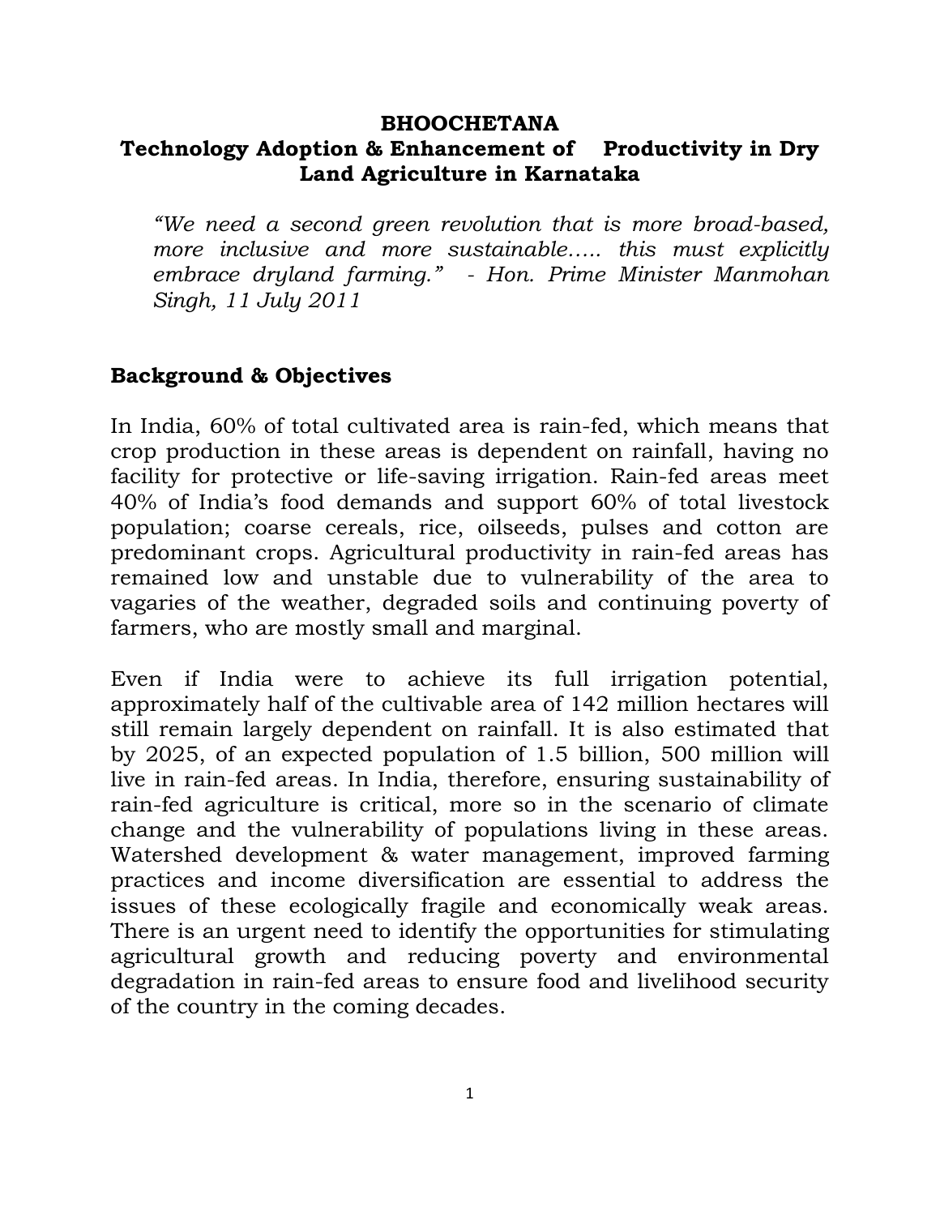# BHOOCHETANA

## Technology Adoption & Enhancement of Productivity in Dry Land Agriculture in Karnataka

*"We need a second green revolution that is more broad-based, more inclusive and more sustainable….. this must explicitly embrace dryland farming." - Hon. Prime Minister Manmohan Singh, 11 July 2011*

## Background & Objectives

In India, 60% of total cultivated area is rain-fed, which means that crop production in these areas is dependent on rainfall, having no facility for protective or life-saving irrigation. Rain-fed areas meet 40% of India's food demands and support 60% of total livestock population; coarse cereals, rice, oilseeds, pulses and cotton are predominant crops. Agricultural productivity in rain-fed areas has remained low and unstable due to vulnerability of the area to vagaries of the weather, degraded soils and continuing poverty of farmers, who are mostly small and marginal.

Even if India were to achieve its full irrigation potential, approximately half of the cultivable area of 142 million hectares will still remain largely dependent on rainfall. It is also estimated that by 2025, of an expected population of 1.5 billion, 500 million will live in rain-fed areas. In India, therefore, ensuring sustainability of rain-fed agriculture is critical, more so in the scenario of climate change and the vulnerability of populations living in these areas. Watershed development & water management, improved farming practices and income diversification are essential to address the issues of these ecologically fragile and economically weak areas. There is an urgent need to identify the opportunities for stimulating agricultural growth and reducing poverty and environmental degradation in rain-fed areas to ensure food and livelihood security of the country in the coming decades.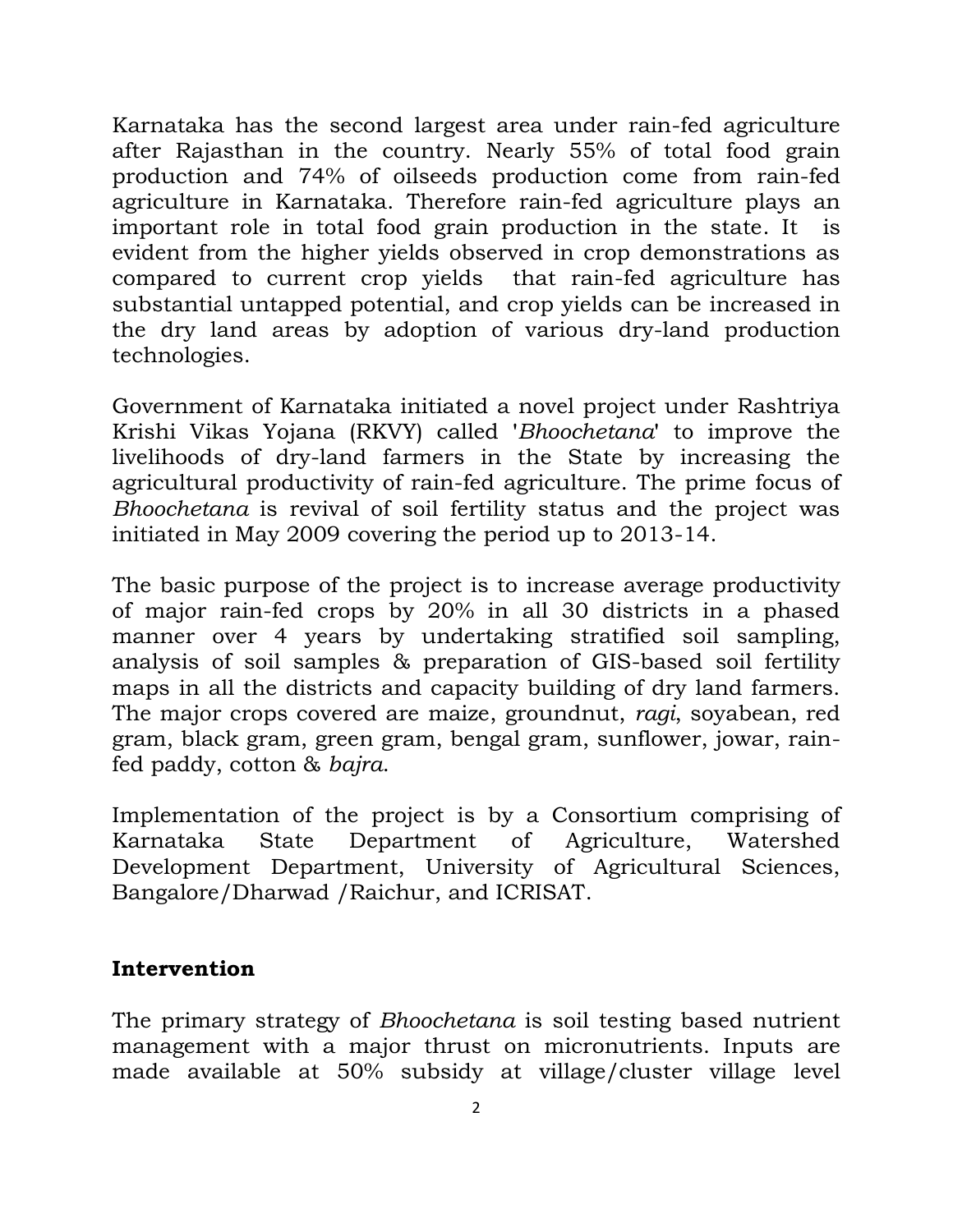Karnataka has the second largest area under rain-fed agriculture after Rajasthan in the country. Nearly 55% of total food grain production and 74% of oilseeds production come from rain-fed agriculture in Karnataka. Therefore rain-fed agriculture plays an important role in total food grain production in the state. It is evident from the higher yields observed in crop demonstrations as compared to current crop yields that rain-fed agriculture has substantial untapped potential, and crop yields can be increased in the dry land areas by adoption of various dry-land production technologies.

Government of Karnataka initiated a novel project under Rashtriya Krishi Vikas Yojana (RKVY) called '*Bhoochetana*' to improve the livelihoods of dry-land farmers in the State by increasing the agricultural productivity of rain-fed agriculture. The prime focus of *Bhoochetana* is revival of soil fertility status and the project was initiated in May 2009 covering the period up to 2013-14.

The basic purpose of the project is to increase average productivity of major rain-fed crops by 20% in all 30 districts in a phased manner over 4 years by undertaking stratified soil sampling, analysis of soil samples & preparation of GIS-based soil fertility maps in all the districts and capacity building of dry land farmers. The major crops covered are maize, groundnut, *ragi*, soyabean, red gram, black gram, green gram, bengal gram, sunflower, jowar, rain-fed paddy, cotton & *bajra*.

Implementation of the project is by a Consortium comprising of Karnataka State Department of Agriculture, Watershed Development Department, University of Agricultural Sciences, Bangalore/Dharwad /Raichur, and ICRISAT.

## Intervention

The primary strategy of *Bhoochetana* is soil testing based nutrient management with a major thrust on micronutrients. Inputs are made available at 50% subsidy at village/cluster village level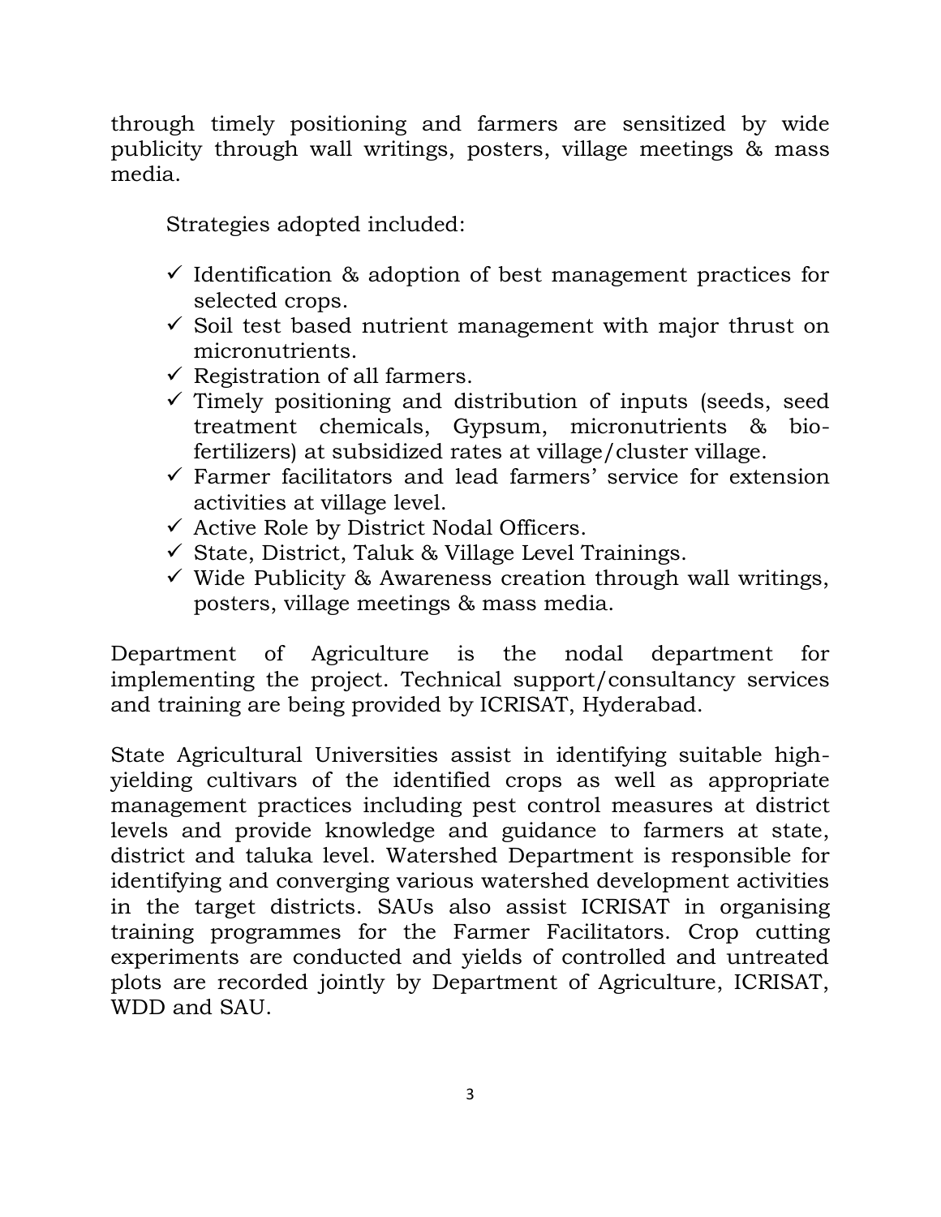through timely positioning and farmers are sensitized by wide publicity through wall writings, posters, village meetings & mass media.

Strategies adopted included:

- ✓ Identification & adoption of best management practices for selected crops.
- ✓ Soil test based nutrient management with major thrust on micronutrients.
- ✓ Registration of all farmers.
- ✓ Timely positioning and distribution of inputs (seeds, seed treatment chemicals, Gypsum, micronutrients & bio-fertilizers) at subsidized rates at village/cluster village.
- ✓ Farmer facilitators and lead farmers' service for extension activities at village level.
- ✓ Active Role by District Nodal Officers.
- ✓ State, District, Taluk & Village Level Trainings.
- ✓ Wide Publicity & Awareness creation through wall writings, posters, village meetings & mass media.

Department of Agriculture is the nodal department for implementing the project. Technical support/consultancy services and training are being provided by ICRISAT, Hyderabad.

State Agricultural Universities assist in identifying suitable high-yielding cultivars of the identified crops as well as appropriate management practices including pest control measures at district levels and provide knowledge and guidance to farmers at state, district and taluka level. Watershed Department is responsible for identifying and converging various watershed development activities in the target districts. SAUs also assist ICRISAT in organising training programmes for the Farmer Facilitators. Crop cutting experiments are conducted and yields of controlled and untreated plots are recorded jointly by Department of Agriculture, ICRISAT, WDD and SAU.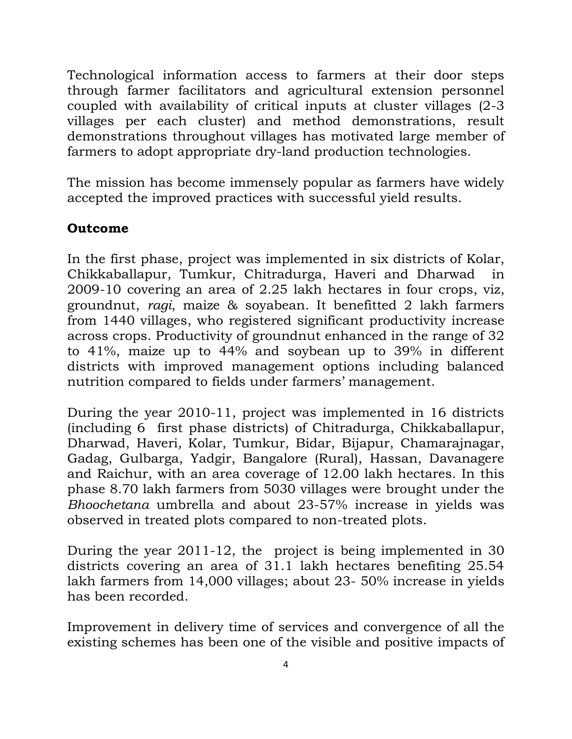Technological information access to farmers at their door steps through farmer facilitators and agricultural extension personnel coupled with availability of critical inputs at cluster villages (2-3 villages per each cluster) and method demonstrations, result demonstrations throughout villages has motivated large member of farmers to adopt appropriate dry-land production technologies.

The mission has become immensely popular as farmers have widely accepted the improved practices with successful yield results.

**Outcome**

In the first phase, project was implemented in six districts of Kolar, Chikkaballapur, Tumkur, Chitradurga, Haveri and Dharwad in 2009-10 covering an area of 2.25 lakh hectares in four crops, viz, groundnut, *ragi*, maize & soyabean. It benefitted 2 lakh farmers from 1440 villages, who registered significant productivity increase across crops. Productivity of groundnut enhanced in the range of 32 to 41%, maize up to 44% and soybean up to 39% in different districts with improved management options including balanced nutrition compared to fields under farmers' management.

During the year 2010-11, project was implemented in 16 districts (including 6 first phase districts) of Chitradurga, Chikkaballapur, Dharwad, Haveri, Kolar, Tumkur, Bidar, Bijapur, Chamarajnagar, Gadag, Gulbarga, Yadgir, Bangalore (Rural), Hassan, Davanagere and Raichur, with an area coverage of 12.00 lakh hectares. In this phase 8.70 lakh farmers from 5030 villages were brought under the *Bhoochetana* umbrella and about 23-57% increase in yields was observed in treated plots compared to non-treated plots.

During the year 2011-12, the project is being implemented in 30 districts covering an area of 31.1 lakh hectares benefiting 25.54 lakh farmers from 14,000 villages; about 23- 50% increase in yields has been recorded.

Improvement in delivery time of services and convergence of all the existing schemes has been one of the visible and positive impacts of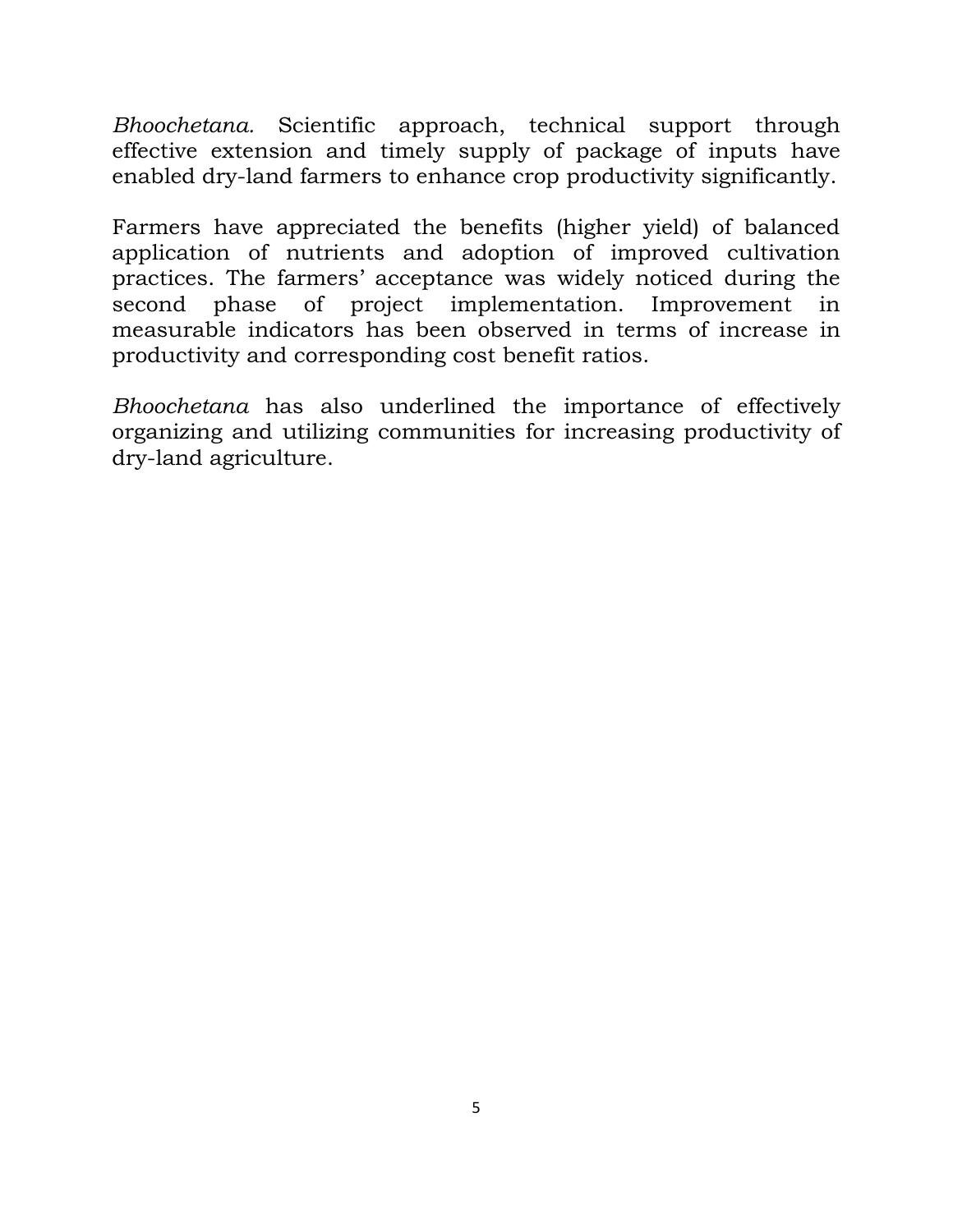*Bhoochetana.* Scientific approach, technical support through effective extension and timely supply of package of inputs have enabled dry-land farmers to enhance crop productivity significantly.

Farmers have appreciated the benefits (higher yield) of balanced application of nutrients and adoption of improved cultivation practices. The farmers' acceptance was widely noticed during the second phase of project implementation. Improvement in measurable indicators has been observed in terms of increase in productivity and corresponding cost benefit ratios.

*Bhoochetana* has also underlined the importance of effectively organizing and utilizing communities for increasing productivity of dry-land agriculture.